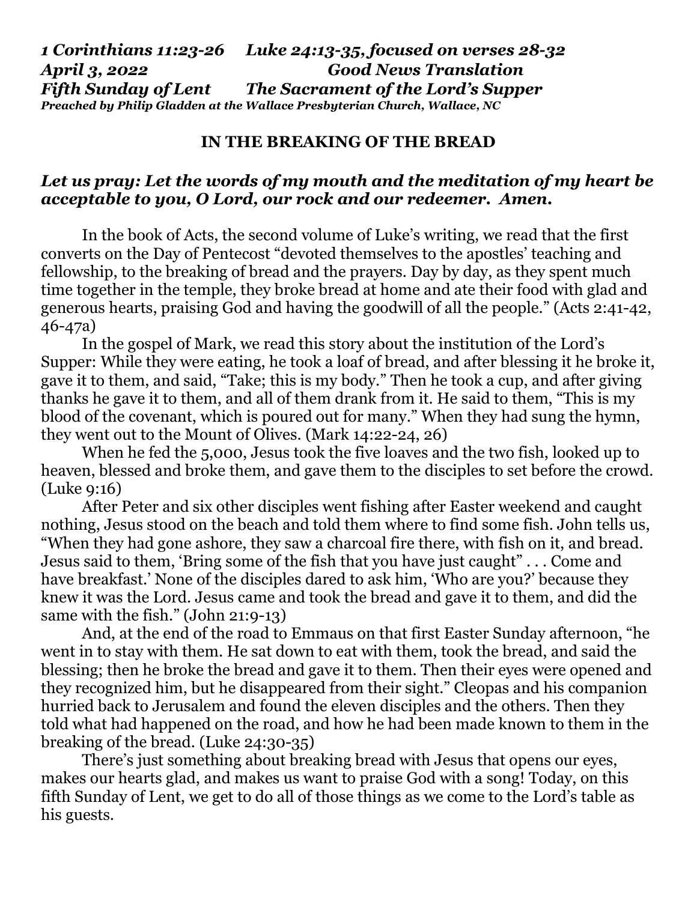***1 Corinthians 11:23-26 Luke 24:13-35, focused on verses 28-32***
***April 3, 2022 Good News Translation***
***Fifth Sunday of Lent The Sacrament of the Lord's Supper***
***Preached by Philip Gladden at the Wallace Presbyterian Church, Wallace, NC***

**IN THE BREAKING OF THE BREAD**

***Let us pray: Let the words of my mouth and the meditation of my heart be acceptable to you, O Lord, our rock and our redeemer. Amen.***

In the book of Acts, the second volume of Luke's writing, we read that the first converts on the Day of Pentecost "devoted themselves to the apostles' teaching and fellowship, to the breaking of bread and the prayers. Day by day, as they spent much time together in the temple, they broke bread at home and ate their food with glad and generous hearts, praising God and having the goodwill of all the people." (Acts 2:41-42, 46-47a)

In the gospel of Mark, we read this story about the institution of the Lord's Supper: While they were eating, he took a loaf of bread, and after blessing it he broke it, gave it to them, and said, "Take; this is my body." Then he took a cup, and after giving thanks he gave it to them, and all of them drank from it. He said to them, "This is my blood of the covenant, which is poured out for many." When they had sung the hymn, they went out to the Mount of Olives. (Mark 14:22-24, 26)

When he fed the 5,000, Jesus took the five loaves and the two fish, looked up to heaven, blessed and broke them, and gave them to the disciples to set before the crowd. (Luke 9:16)

After Peter and six other disciples went fishing after Easter weekend and caught nothing, Jesus stood on the beach and told them where to find some fish. John tells us, "When they had gone ashore, they saw a charcoal fire there, with fish on it, and bread. Jesus said to them, 'Bring some of the fish that you have just caught" . . . Come and have breakfast.' None of the disciples dared to ask him, 'Who are you?' because they knew it was the Lord. Jesus came and took the bread and gave it to them, and did the same with the fish." (John 21:9-13)

And, at the end of the road to Emmaus on that first Easter Sunday afternoon, "he went in to stay with them. He sat down to eat with them, took the bread, and said the blessing; then he broke the bread and gave it to them. Then their eyes were opened and they recognized him, but he disappeared from their sight." Cleopas and his companion hurried back to Jerusalem and found the eleven disciples and the others. Then they told what had happened on the road, and how he had been made known to them in the breaking of the bread. (Luke 24:30-35)

There's just something about breaking bread with Jesus that opens our eyes, makes our hearts glad, and makes us want to praise God with a song! Today, on this fifth Sunday of Lent, we get to do all of those things as we come to the Lord's table as his guests.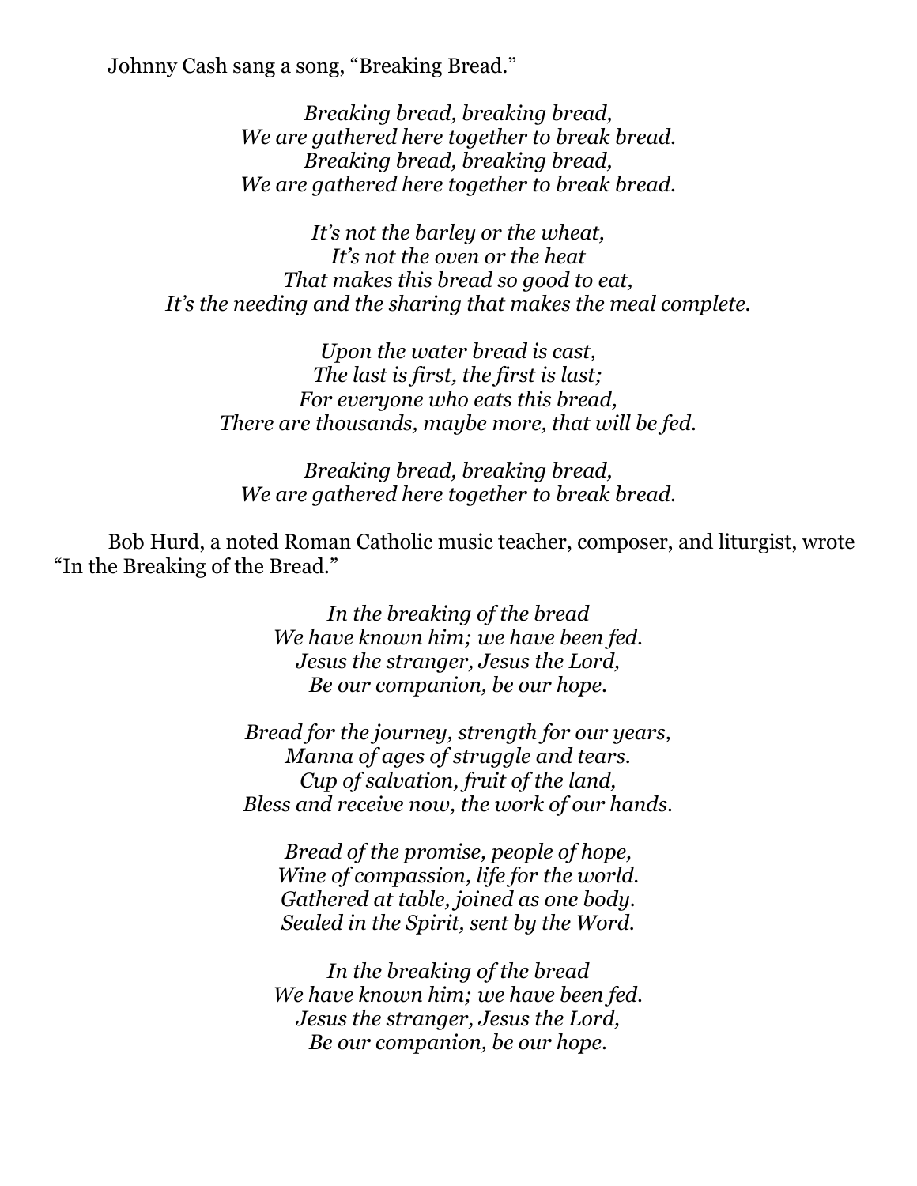Johnny Cash sang a song, “Breaking Bread.”

*Breaking bread, breaking bread,*
*We are gathered here together to break bread.*
*Breaking bread, breaking bread,*
*We are gathered here together to break bread.*

*It’s not the barley or the wheat,*
*It’s not the oven or the heat*
*That makes this bread so good to eat,*
*It’s the needing and the sharing that makes the meal complete.*

*Upon the water bread is cast,*
*The last is first, the first is last;*
*For everyone who eats this bread,*
*There are thousands, maybe more, that will be fed.*

*Breaking bread, breaking bread,*
*We are gathered here together to break bread.*

Bob Hurd, a noted Roman Catholic music teacher, composer, and liturgist, wrote “In the Breaking of the Bread.”

*In the breaking of the bread*
*We have known him; we have been fed.*
*Jesus the stranger, Jesus the Lord,*
*Be our companion, be our hope.*

*Bread for the journey, strength for our years,*
*Manna of ages of struggle and tears.*
*Cup of salvation, fruit of the land,*
*Bless and receive now, the work of our hands.*

*Bread of the promise, people of hope,*
*Wine of compassion, life for the world.*
*Gathered at table, joined as one body.*
*Sealed in the Spirit, sent by the Word.*

*In the breaking of the bread*
*We have known him; we have been fed.*
*Jesus the stranger, Jesus the Lord,*
*Be our companion, be our hope.*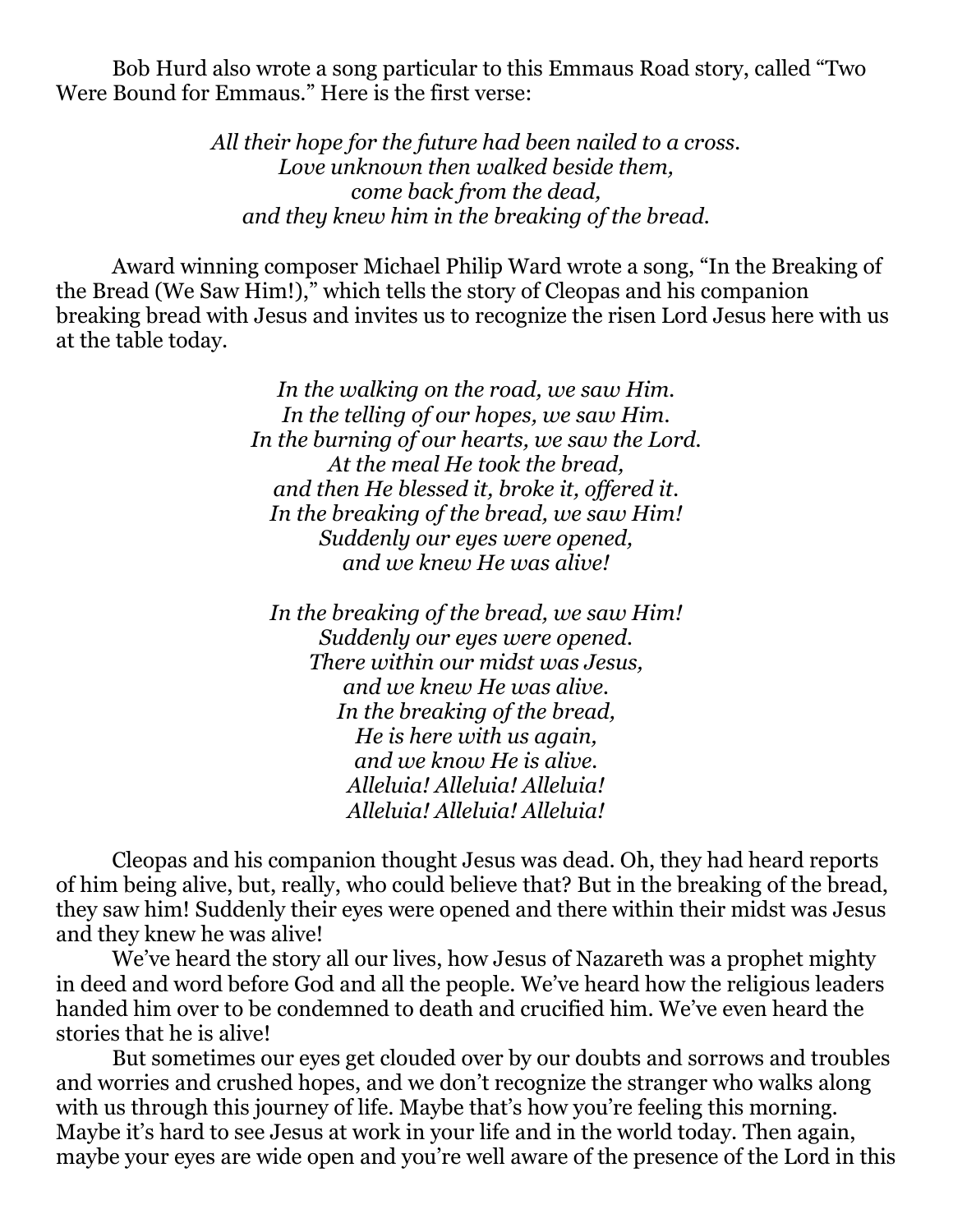Bob Hurd also wrote a song particular to this Emmaus Road story, called "Two Were Bound for Emmaus." Here is the first verse:

*All their hope for the future had been nailed to a cross.*
*Love unknown then walked beside them,*
*come back from the dead,*
*and they knew him in the breaking of the bread.*

Award winning composer Michael Philip Ward wrote a song, "In the Breaking of the Bread (We Saw Him!)," which tells the story of Cleopas and his companion breaking bread with Jesus and invites us to recognize the risen Lord Jesus here with us at the table today.

*In the walking on the road, we saw Him.*
*In the telling of our hopes, we saw Him.*
*In the burning of our hearts, we saw the Lord.*
*At the meal He took the bread,*
*and then He blessed it, broke it, offered it.*
*In the breaking of the bread, we saw Him!*
*Suddenly our eyes were opened,*
*and we knew He was alive!*

*In the breaking of the bread, we saw Him!*
*Suddenly our eyes were opened.*
*There within our midst was Jesus,*
*and we knew He was alive.*
*In the breaking of the bread,*
*He is here with us again,*
*and we know He is alive.*
*Alleluia! Alleluia! Alleluia!*
*Alleluia! Alleluia! Alleluia!*

Cleopas and his companion thought Jesus was dead. Oh, they had heard reports of him being alive, but, really, who could believe that? But in the breaking of the bread, they saw him! Suddenly their eyes were opened and there within their midst was Jesus and they knew he was alive!

We've heard the story all our lives, how Jesus of Nazareth was a prophet mighty in deed and word before God and all the people. We've heard how the religious leaders handed him over to be condemned to death and crucified him. We've even heard the stories that he is alive!

But sometimes our eyes get clouded over by our doubts and sorrows and troubles and worries and crushed hopes, and we don't recognize the stranger who walks along with us through this journey of life. Maybe that's how you're feeling this morning. Maybe it's hard to see Jesus at work in your life and in the world today. Then again, maybe your eyes are wide open and you're well aware of the presence of the Lord in this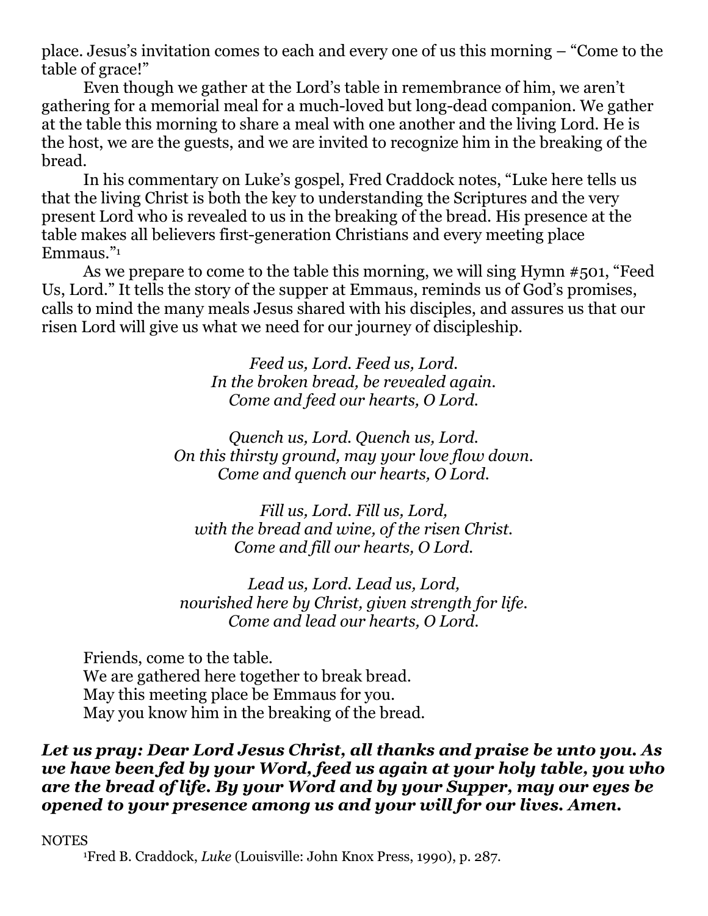place. Jesus's invitation comes to each and every one of us this morning – "Come to the table of grace!"

Even though we gather at the Lord's table in remembrance of him, we aren't gathering for a memorial meal for a much-loved but long-dead companion. We gather at the table this morning to share a meal with one another and the living Lord. He is the host, we are the guests, and we are invited to recognize him in the breaking of the bread.

In his commentary on Luke's gospel, Fred Craddock notes, "Luke here tells us that the living Christ is both the key to understanding the Scriptures and the very present Lord who is revealed to us in the breaking of the bread. His presence at the table makes all believers first-generation Christians and every meeting place Emmaus."[1]

As we prepare to come to the table this morning, we will sing Hymn #501, "Feed Us, Lord." It tells the story of the supper at Emmaus, reminds us of God's promises, calls to mind the many meals Jesus shared with his disciples, and assures us that our risen Lord will give us what we need for our journey of discipleship.

*Feed us, Lord. Feed us, Lord.*
*In the broken bread, be revealed again.*
*Come and feed our hearts, O Lord.*

*Quench us, Lord. Quench us, Lord.*
*On this thirsty ground, may your love flow down.*
*Come and quench our hearts, O Lord.*

*Fill us, Lord. Fill us, Lord,*
*with the bread and wine, of the risen Christ.*
*Come and fill our hearts, O Lord.*

*Lead us, Lord. Lead us, Lord,*
*nourished here by Christ, given strength for life.*
*Come and lead our hearts, O Lord.*

Friends, come to the table.
We are gathered here together to break bread.
May this meeting place be Emmaus for you.
May you know him in the breaking of the bread.

***Let us pray: Dear Lord Jesus Christ, all thanks and praise be unto you. As we have been fed by your Word, feed us again at your holy table, you who are the bread of life. By your Word and by your Supper, may our eyes be opened to your presence among us and your will for our lives. Amen.***

NOTES

[1]Fred B. Craddock, *Luke* (Louisville: John Knox Press, 1990), p. 287.